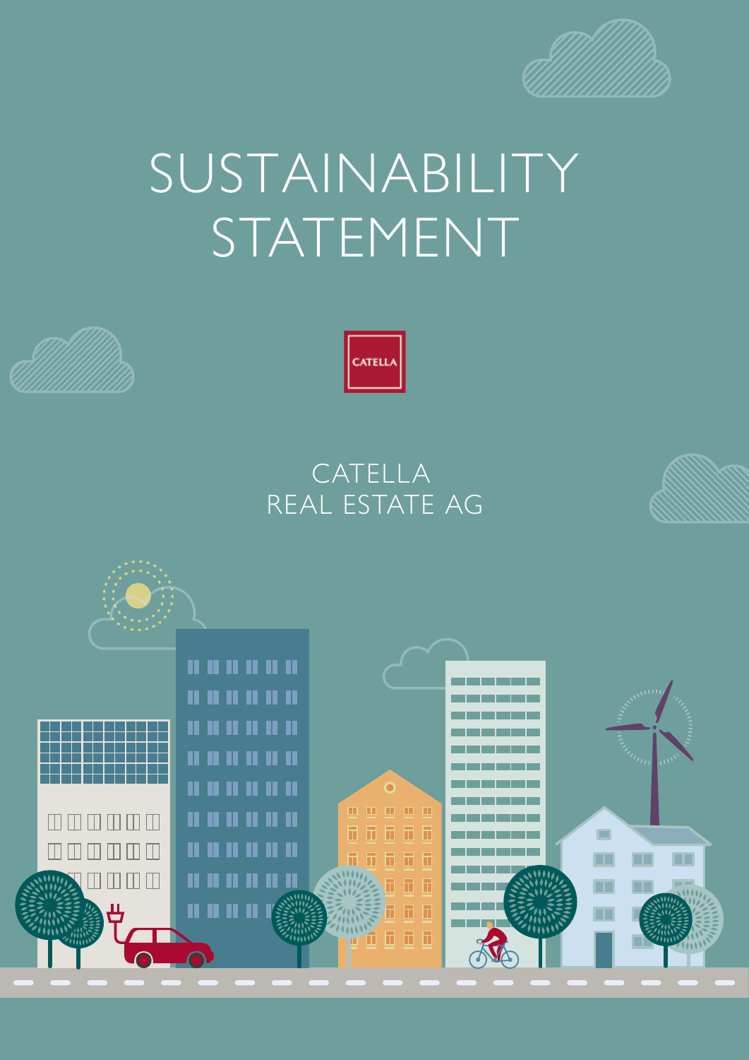# SUSTAINABILITY STATEMENT

CATELLA

CATELLA
REAL ESTATE AG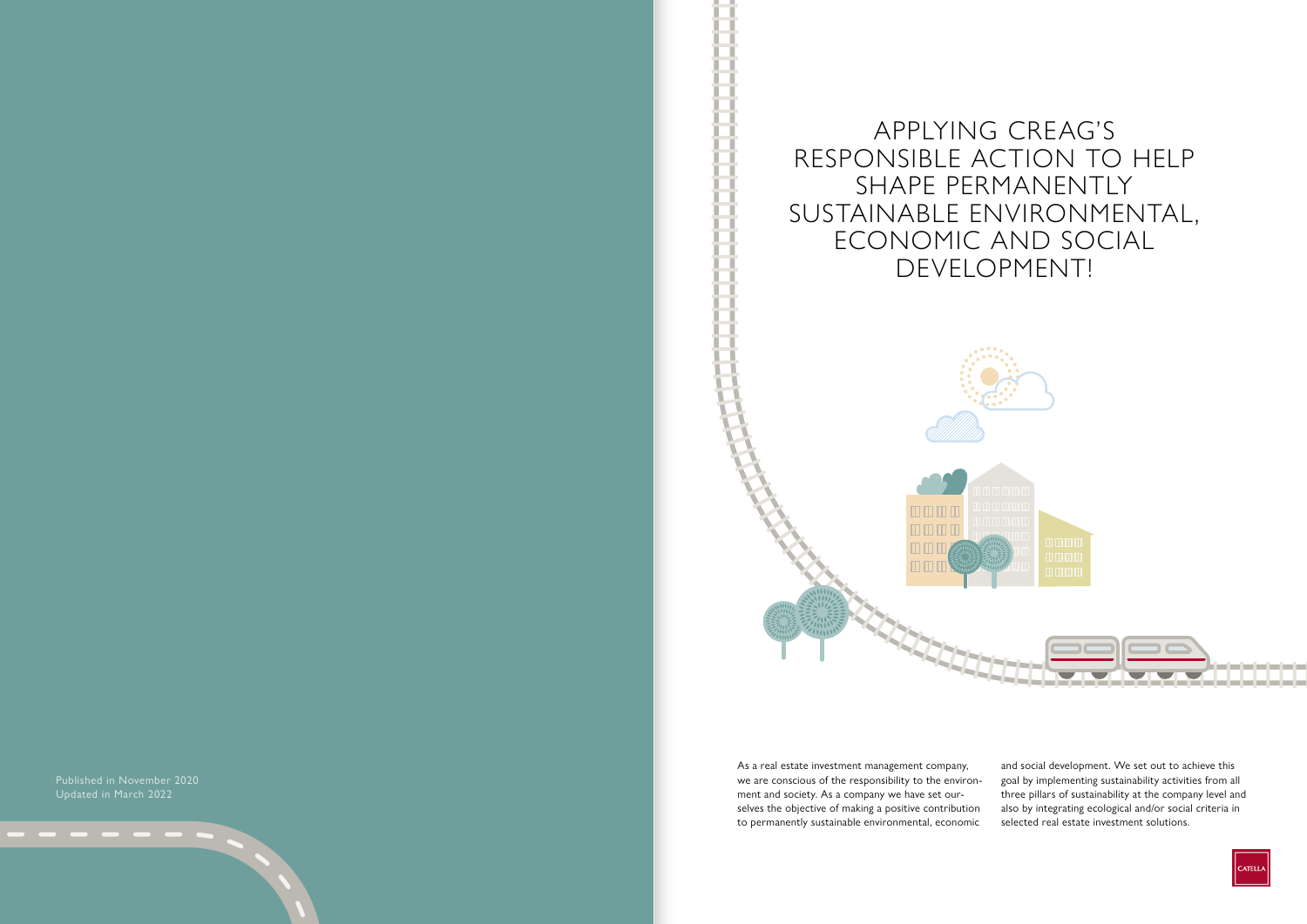Published in November 2020
Updated in March 2022

# APPLYING CREAG'S RESPONSIBLE ACTION TO HELP SHAPE PERMANENTLY SUSTAINABLE ENVIRONMENTAL, ECONOMIC AND SOCIAL DEVELOPMENT!

As a real estate investment management company, we are conscious of the responsibility to the environment and society. As a company we have set ourselves the objective of making a positive contribution to permanently sustainable environmental, economic and social development. We set out to achieve this goal by implementing sustainability activities from all three pillars of sustainability at the company level and also by integrating ecological and/or social criteria in selected real estate investment solutions.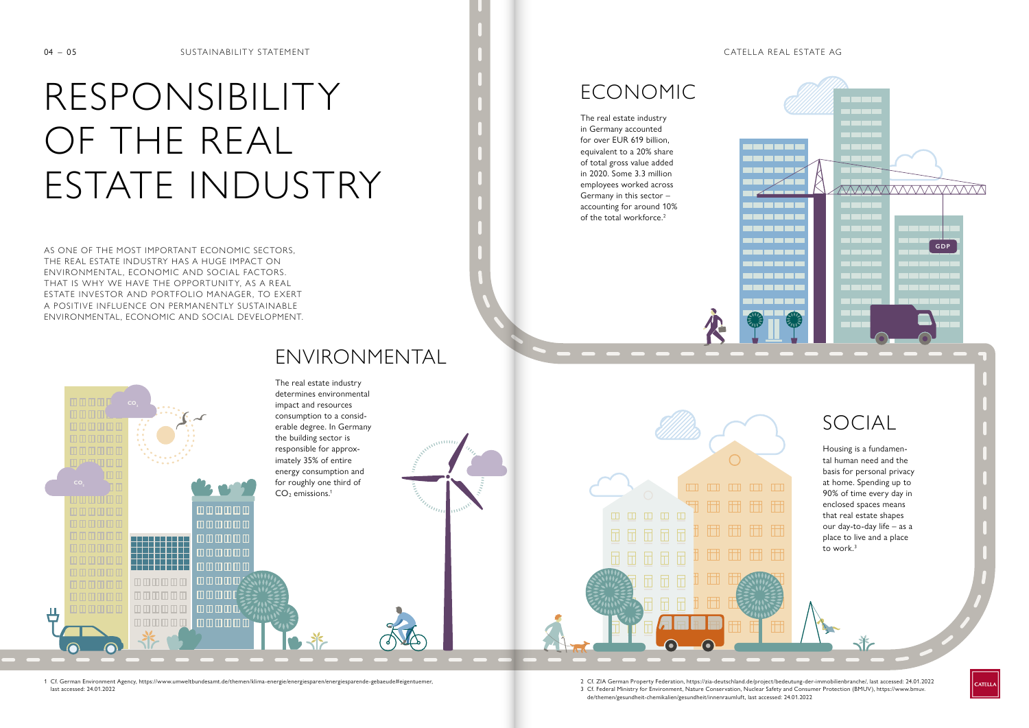# RESPONSIBILITY OF THE REAL ESTATE INDUSTRY

AS ONE OF THE MOST IMPORTANT ECONOMIC SECTORS, THE REAL ESTATE INDUSTRY HAS A HUGE IMPACT ON ENVIRONMENTAL, ECONOMIC AND SOCIAL FACTORS. THAT IS WHY WE HAVE THE OPPORTUNITY, AS A REAL ESTATE INVESTOR AND PORTFOLIO MANAGER, TO EXERT A POSITIVE INFLUENCE ON PERMANENTLY SUSTAINABLE ENVIRONMENTAL, ECONOMIC AND SOCIAL DEVELOPMENT.

## ENVIRONMENTAL

The real estate industry determines environmental impact and resources consumption to a considerable degree. In Germany the building sector is responsible for approximately 35% of entire energy consumption and for roughly one third of $CO_2$ emissions.[1]

## ECONOMIC

The real estate industry in Germany accounted for over EUR 619 billion, equivalent to a 20% share of total gross value added in 2020. Some 3.3 million employees worked across Germany in this sector – accounting for around 10% of the total workforce.[2]

## SOCIAL

Housing is a fundamental human need and the basis for personal privacy at home. Spending up to 90% of time every day in enclosed spaces means that real estate shapes our day-to-day life – as a place to live and a place to work.[3]

1 Cf. German Environment Agency, https://www.umweltbundesamt.de/themen/klima-energie/energiesparen/energiesparende-gebaeude#eigentuemer, last accessed: 24.01.2022

2 Cf. ZIA German Property Federation, https://zia-deutschland.de/project/bedeutung-der-immobilienbranche/, last accessed: 24.01.2022

3 Cf. Federal Ministry for Environment, Nature Conservation, Nuclear Safety and Consumer Protection (BMUV), https://www.bmuv.de/themen/gesundheit-chemikalien/gesundheit/innenraumluft, last accessed: 24.01.2022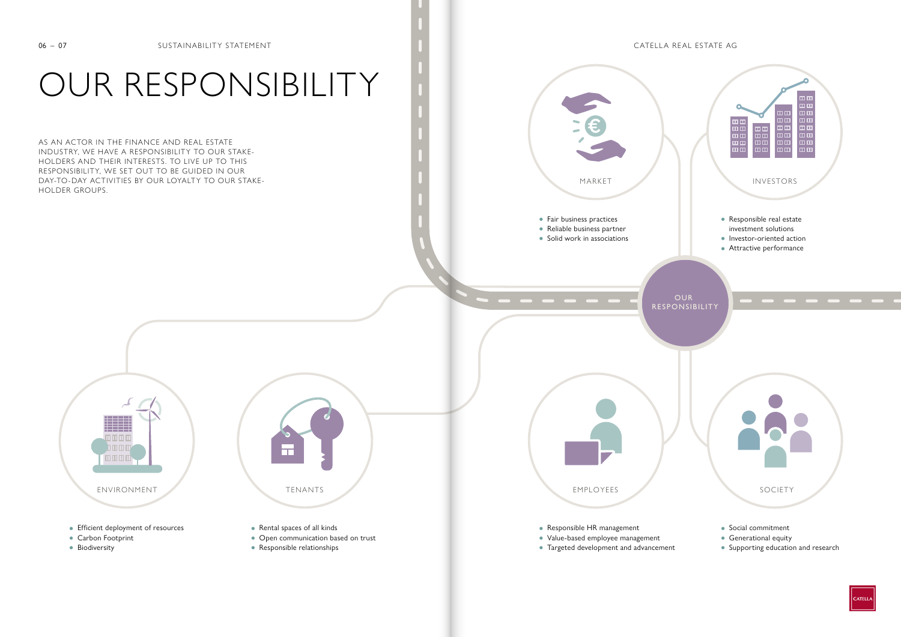# OUR RESPONSIBILITY

AS AN ACTOR IN THE FINANCE AND REAL ESTATE INDUSTRY, WE HAVE A RESPONSIBILITY TO OUR STAKEHOLDERS AND THEIR INTERESTS. TO LIVE UP TO THIS RESPONSIBILITY, WE SET OUT TO BE GUIDED IN OUR DAY-TO-DAY ACTIVITIES BY OUR LOYALTY TO OUR STAKEHOLDER GROUPS.

## OUR RESPONSIBILITY

### MARKET

- Fair business practices
- Reliable business partner
- Solid work in associations

### INVESTORS

- Responsible real estate investment solutions
- Investor-oriented action
- Attractive performance

### ENVIRONMENT

- Efficient deployment of resources
- Carbon Footprint
- Biodiversity

### TENANTS

- Rental spaces of all kinds
- Open communication based on trust
- Responsible relationships

### EMPLOYEES

- Responsible HR management
- Value-based employee management
- Targeted development and advancement

### SOCIETY

- Social commitment
- Generational equity
- Supporting education and research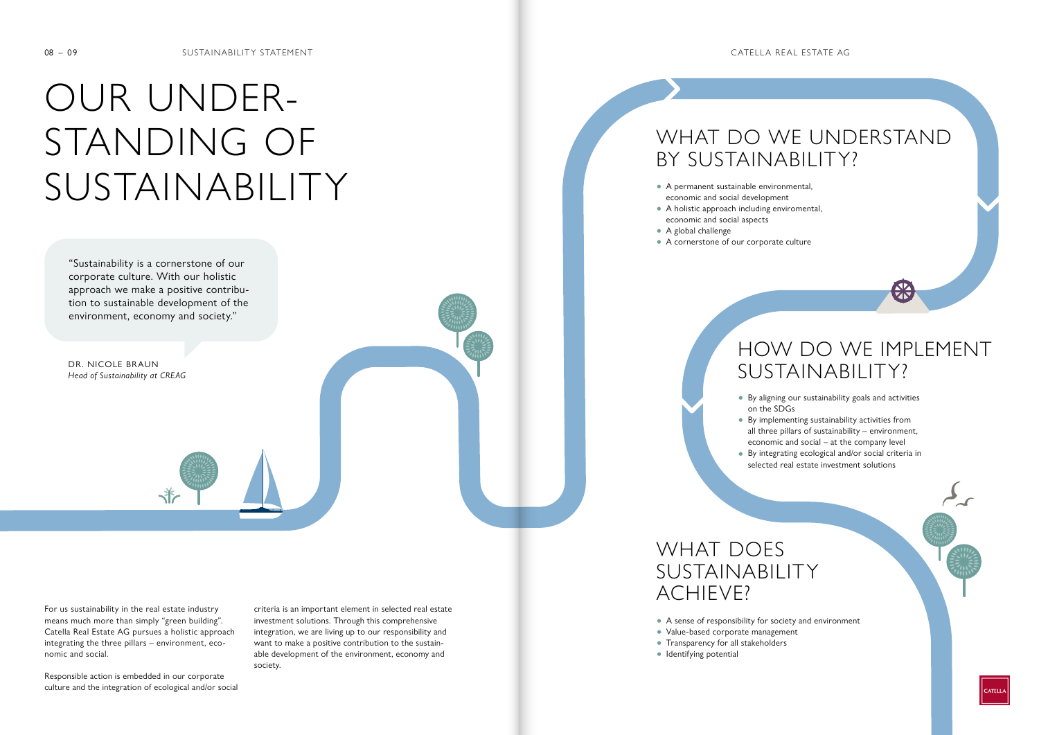# OUR UNDER-STANDING OF SUSTAINABILITY

"Sustainability is a cornerstone of our corporate culture. With our holistic approach we make a positive contribution to sustainable development of the environment, economy and society."

DR. NICOLE BRAUN
*Head of Sustainability at CREAG*

For us sustainability in the real estate industry means much more than simply "green building". Catella Real Estate AG pursues a holistic approach integrating the three pillars – environment, economic and social.

Responsible action is embedded in our corporate culture and the integration of ecological and/or social criteria is an important element in selected real estate investment solutions. Through this comprehensive integration, we are living up to our responsibility and want to make a positive contribution to the sustainable development of the environment, economy and society.

## WHAT DO WE UNDERSTAND BY SUSTAINABILITY?

- A permanent sustainable environmental, economic and social development
- A holistic approach including enviromental, economic and social aspects
- A global challenge
- A cornerstone of our corporate culture

## HOW DO WE IMPLEMENT SUSTAINABILITY?

- By aligning our sustainability goals and activities on the SDGs
- By implementing sustainability activities from all three pillars of sustainability – environment, economic and social – at the company level
- By integrating ecological and/or social criteria in selected real estate investment solutions

## WHAT DOES SUSTAINABILITY ACHIEVE?

- A sense of responsibility for society and environment
- Value-based corporate management
- Transparency for all stakeholders
- Identifying potential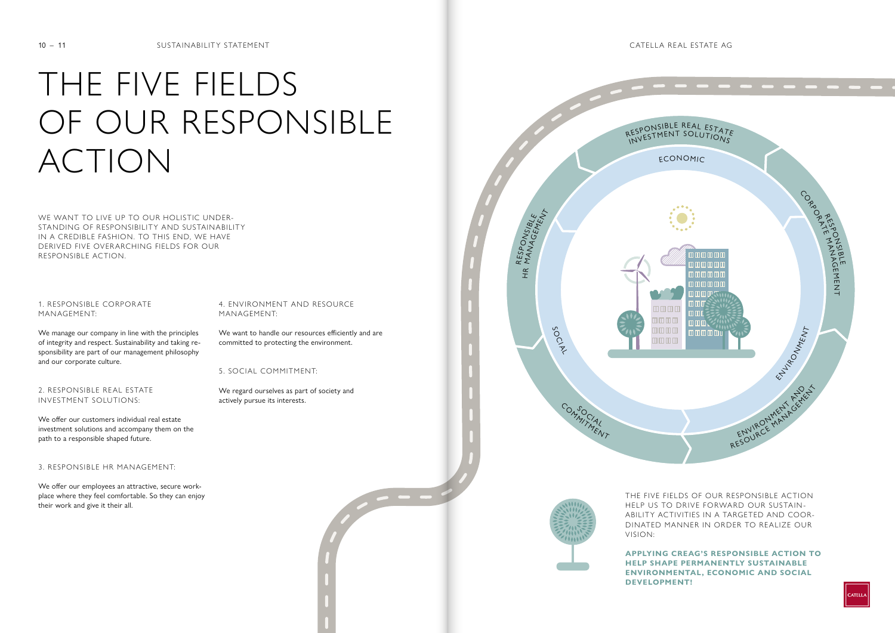# THE FIVE FIELDS OF OUR RESPONSIBLE ACTION

WE WANT TO LIVE UP TO OUR HOLISTIC UNDERSTANDING OF RESPONSIBILITY AND SUSTAINABILITY IN A CREDIBLE FASHION. TO THIS END, WE HAVE DERIVED FIVE OVERARCHING FIELDS FOR OUR RESPONSIBLE ACTION.

1. RESPONSIBLE CORPORATE MANAGEMENT:

We manage our company in line with the principles of integrity and respect. Sustainability and taking responsibility are part of our management philosophy and our corporate culture.

2. RESPONSIBLE REAL ESTATE INVESTMENT SOLUTIONS:

We offer our customers individual real estate investment solutions and accompany them on the path to a responsible shaped future.

3. RESPONSIBLE HR MANAGEMENT:

We offer our employees an attractive, secure workplace where they feel comfortable. So they can enjoy their work and give it their all.

4. ENVIRONMENT AND RESOURCE MANAGEMENT:

We want to handle our resources efficiently and are committed to protecting the environment.

5. SOCIAL COMMITMENT:

We regard ourselves as part of society and actively pursue its interests.

RESPONSIBLE REAL ESTATE INVESTMENT SOLUTIONS

ECONOMIC

RESPONSIBLE CORPORATE MANAGEMENT

ENVIRONMENT

ENVIRONMENT AND RESOURCE MANAGEMENT

SOCIAL COMMITMENT

SOCIAL

RESPONSIBLE HR MANAGEMENT

THE FIVE FIELDS OF OUR RESPONSIBLE ACTION HELP US TO DRIVE FORWARD OUR SUSTAINABILITY ACTIVITIES IN A TARGETED AND COORDINATED MANNER IN ORDER TO REALIZE OUR VISION:

**APPLYING CREAG'S RESPONSIBLE ACTION TO HELP SHAPE PERMANENTLY SUSTAINABLE ENVIRONMENTAL, ECONOMIC AND SOCIAL DEVELOPMENT!**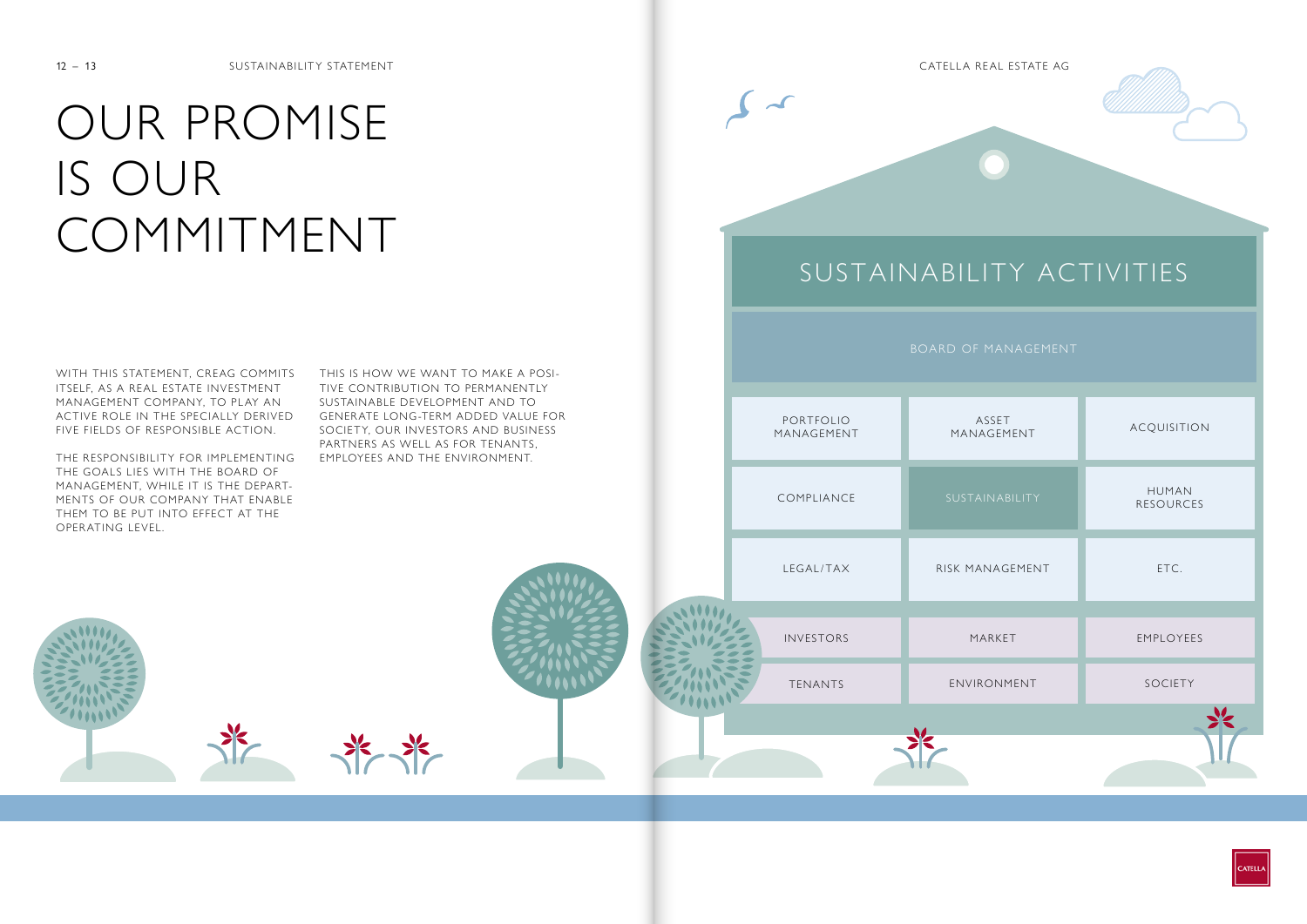# OUR PROMISE IS OUR COMMITMENT

WITH THIS STATEMENT, CREAG COMMITS ITSELF, AS A REAL ESTATE INVESTMENT MANAGEMENT COMPANY, TO PLAY AN ACTIVE ROLE IN THE SPECIALLY DERIVED FIVE FIELDS OF RESPONSIBLE ACTION.

THE RESPONSIBILITY FOR IMPLEMENTING THE GOALS LIES WITH THE BOARD OF MANAGEMENT, WHILE IT IS THE DEPARTMENTS OF OUR COMPANY THAT ENABLE THEM TO BE PUT INTO EFFECT AT THE OPERATING LEVEL.

THIS IS HOW WE WANT TO MAKE A POSITIVE CONTRIBUTION TO PERMANENTLY SUSTAINABLE DEVELOPMENT AND TO GENERATE LONG-TERM ADDED VALUE FOR SOCIETY, OUR INVESTORS AND BUSINESS PARTNERS AS WELL AS FOR TENANTS, EMPLOYEES AND THE ENVIRONMENT.

## SUSTAINABILITY ACTIVITIES

BOARD OF MANAGEMENT

| PORTFOLIO MANAGEMENT | ASSET MANAGEMENT | ACQUISITION |
|---|---|---|
| COMPLIANCE | SUSTAINABILITY | HUMAN RESOURCES |
| LEGAL/TAX | RISK MANAGEMENT | ETC. |

| INVESTORS | MARKET | EMPLOYEES |
|---|---|---|
| TENANTS | ENVIRONMENT | SOCIETY |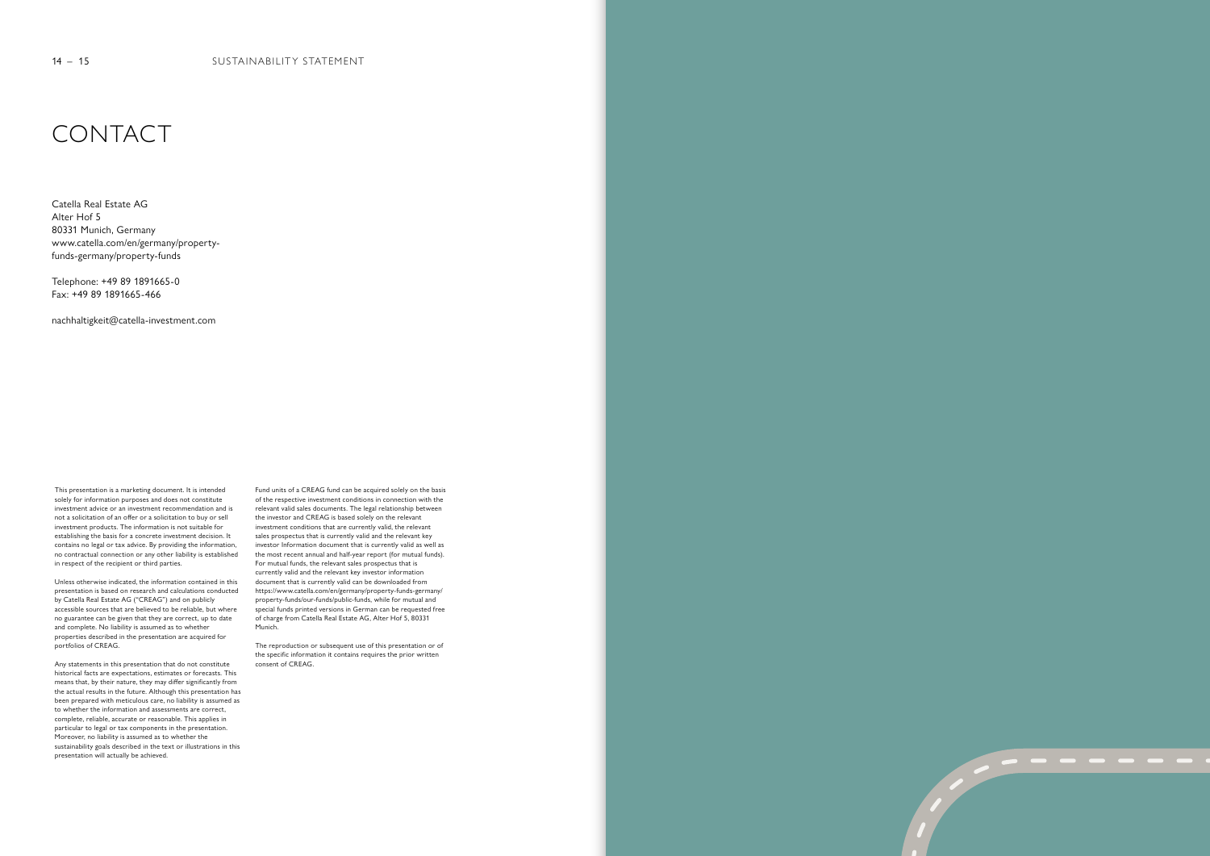# CONTACT

Catella Real Estate AG
Alter Hof 5
80331 Munich, Germany
www.catella.com/en/germany/property-funds-germany/property-funds

Telephone: +49 89 1891665-0
Fax: +49 89 1891665-466

nachhaltigkeit@catella-investment.com

This presentation is a marketing document. It is intended solely for information purposes and does not constitute investment advice or an investment recommendation and is not a solicitation of an offer or a solicitation to buy or sell investment products. The information is not suitable for establishing the basis for a concrete investment decision. It contains no legal or tax advice. By providing the information, no contractual connection or any other liability is established in respect of the recipient or third parties.

Unless otherwise indicated, the information contained in this presentation is based on research and calculations conducted by Catella Real Estate AG ("CREAG") and on publicly accessible sources that are believed to be reliable, but where no guarantee can be given that they are correct, up to date and complete. No liability is assumed as to whether properties described in the presentation are acquired for portfolios of CREAG.

Any statements in this presentation that do not constitute historical facts are expectations, estimates or forecasts. This means that, by their nature, they may differ significantly from the actual results in the future. Although this presentation has been prepared with meticulous care, no liability is assumed as to whether the information and assessments are correct, complete, reliable, accurate or reasonable. This applies in particular to legal or tax components in the presentation. Moreover, no liability is assumed as to whether the sustainability goals described in the text or illustrations in this presentation will actually be achieved.

Fund units of a CREAG fund can be acquired solely on the basis of the respective investment conditions in connection with the relevant valid sales documents. The legal relationship between the investor and CREAG is based solely on the relevant investment conditions that are currently valid, the relevant sales prospectus that is currently valid and the relevant key investor Information document that is currently valid as well as the most recent annual and half-year report (for mutual funds). For mutual funds, the relevant sales prospectus that is currently valid and the relevant key investor information document that is currently valid can be downloaded from https://www.catella.com/en/germany/property-funds-germany/property-funds/our-funds/public-funds, while for mutual and special funds printed versions in German can be requested free of charge from Catella Real Estate AG, Alter Hof 5, 80331 Munich.

The reproduction or subsequent use of this presentation or of the specific information it contains requires the prior written consent of CREAG.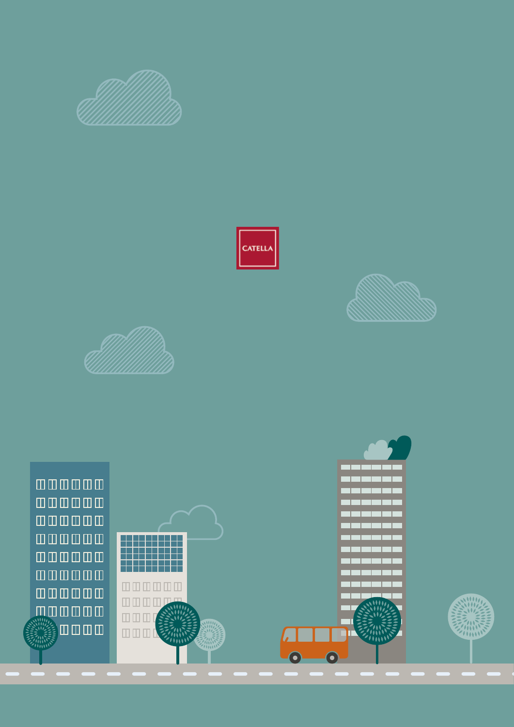CATELLA